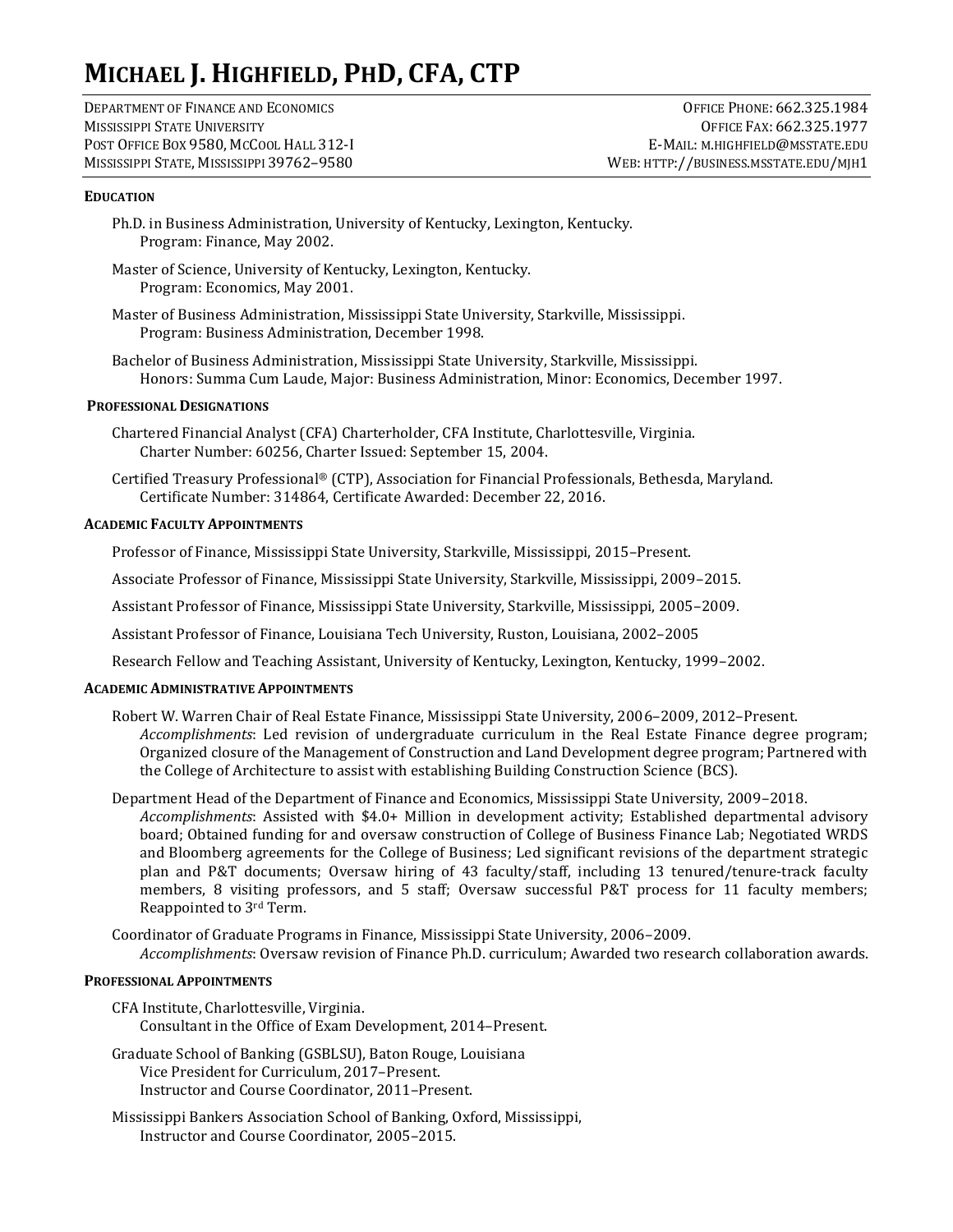# MICHAEL J. HIGHFIELD, PHD, CFA, CTP

DEPARTMENT OF FINANCE AND ECONOMICS
MISSISSIPPI STATE UNIVERSITY
POST OFFICE BOX 9580, MCCOOL HALL 312-I
MISSISSIPPI STATE, MISSISSIPPI 39762–9580

OFFICE PHONE: 662.325.1984
OFFICE FAX: 662.325.1977
E-MAIL: M.HIGHFIELD@MSSTATE.EDU
WEB: HTTP://BUSINESS.MSSTATE.EDU/MJH1

## EDUCATION

Ph.D. in Business Administration, University of Kentucky, Lexington, Kentucky.
Program: Finance, May 2002.

Master of Science, University of Kentucky, Lexington, Kentucky.
Program: Economics, May 2001.

Master of Business Administration, Mississippi State University, Starkville, Mississippi.
Program: Business Administration, December 1998.

Bachelor of Business Administration, Mississippi State University, Starkville, Mississippi.
Honors: Summa Cum Laude, Major: Business Administration, Minor: Economics, December 1997.

## PROFESSIONAL DESIGNATIONS

Chartered Financial Analyst (CFA) Charterholder, CFA Institute, Charlottesville, Virginia.
Charter Number: 60256, Charter Issued: September 15, 2004.

Certified Treasury Professional® (CTP), Association for Financial Professionals, Bethesda, Maryland.
Certificate Number: 314864, Certificate Awarded: December 22, 2016.

## ACADEMIC FACULTY APPOINTMENTS

Professor of Finance, Mississippi State University, Starkville, Mississippi, 2015–Present.

Associate Professor of Finance, Mississippi State University, Starkville, Mississippi, 2009–2015.

Assistant Professor of Finance, Mississippi State University, Starkville, Mississippi, 2005–2009.

Assistant Professor of Finance, Louisiana Tech University, Ruston, Louisiana, 2002–2005

Research Fellow and Teaching Assistant, University of Kentucky, Lexington, Kentucky, 1999–2002.

## ACADEMIC ADMINISTRATIVE APPOINTMENTS

Robert W. Warren Chair of Real Estate Finance, Mississippi State University, 2006–2009, 2012–Present.
*Accomplishments*: Led revision of undergraduate curriculum in the Real Estate Finance degree program; Organized closure of the Management of Construction and Land Development degree program; Partnered with the College of Architecture to assist with establishing Building Construction Science (BCS).

Department Head of the Department of Finance and Economics, Mississippi State University, 2009–2018.
*Accomplishments*: Assisted with $4.0+ Million in development activity; Established departmental advisory board; Obtained funding for and oversaw construction of College of Business Finance Lab; Negotiated WRDS and Bloomberg agreements for the College of Business; Led significant revisions of the department strategic plan and P&T documents; Oversaw hiring of 43 faculty/staff, including 13 tenured/tenure-track faculty members, 8 visiting professors, and 5 staff; Oversaw successful P&T process for 11 faculty members; Reappointed to 3rd Term.

Coordinator of Graduate Programs in Finance, Mississippi State University, 2006–2009.
*Accomplishments*: Oversaw revision of Finance Ph.D. curriculum; Awarded two research collaboration awards.

## PROFESSIONAL APPOINTMENTS

CFA Institute, Charlottesville, Virginia.
Consultant in the Office of Exam Development, 2014–Present.

Graduate School of Banking (GSBLSU), Baton Rouge, Louisiana
Vice President for Curriculum, 2017–Present.
Instructor and Course Coordinator, 2011–Present.

Mississippi Bankers Association School of Banking, Oxford, Mississippi,
Instructor and Course Coordinator, 2005–2015.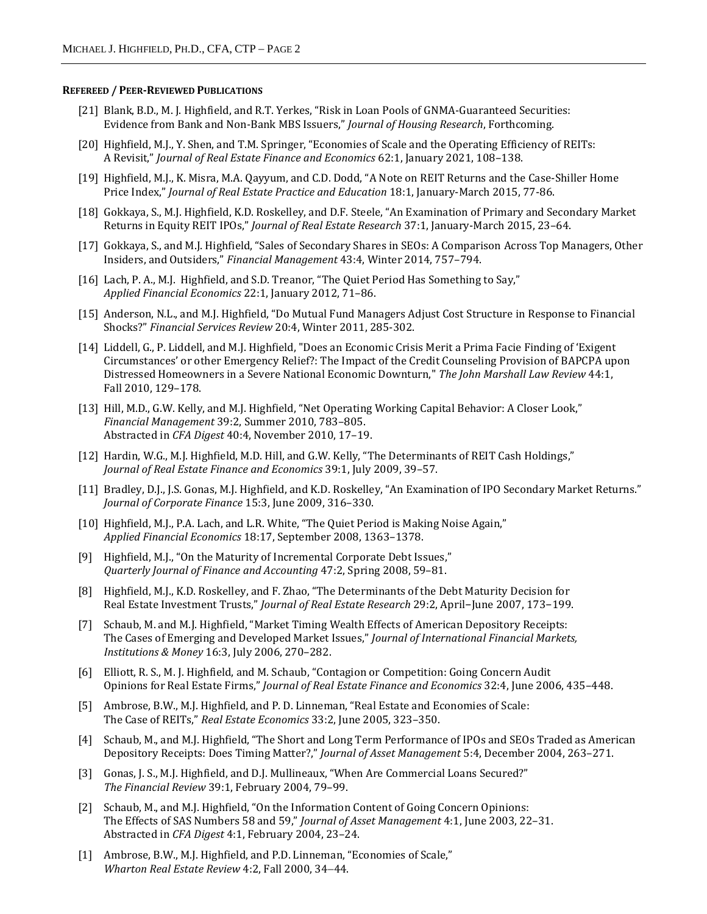## **Refereed / Peer-Reviewed Publications**

[21] Blank, B.D., M. J. Highfield, and R.T. Yerkes, "Risk in Loan Pools of GNMA-Guaranteed Securities: Evidence from Bank and Non-Bank MBS Issuers," *Journal of Housing Research*, Forthcoming.

[20] Highfield, M.J., Y. Shen, and T.M. Springer, "Economies of Scale and the Operating Efficiency of REITs: A Revisit," *Journal of Real Estate Finance and Economics* 62:1, January 2021, 108–138.

[19] Highfield, M.J., K. Misra, M.A. Qayyum, and C.D. Dodd, "A Note on REIT Returns and the Case-Shiller Home Price Index," *Journal of Real Estate Practice and Education* 18:1, January-March 2015, 77-86.

[18] Gokkaya, S., M.J. Highfield, K.D. Roskelley, and D.F. Steele, "An Examination of Primary and Secondary Market Returns in Equity REIT IPOs," *Journal of Real Estate Research* 37:1, January-March 2015, 23–64.

[17] Gokkaya, S., and M.J. Highfield, "Sales of Secondary Shares in SEOs: A Comparison Across Top Managers, Other Insiders, and Outsiders," *Financial Management* 43:4, Winter 2014, 757–794.

[16] Lach, P. A., M.J. Highfield, and S.D. Treanor, "The Quiet Period Has Something to Say," *Applied Financial Economics* 22:1, January 2012, 71–86.

[15] Anderson, N.L., and M.J. Highfield, "Do Mutual Fund Managers Adjust Cost Structure in Response to Financial Shocks?" *Financial Services Review* 20:4, Winter 2011, 285-302.

[14] Liddell, G., P. Liddell, and M.J. Highfield, "Does an Economic Crisis Merit a Prima Facie Finding of 'Exigent Circumstances' or other Emergency Relief?: The Impact of the Credit Counseling Provision of BAPCPA upon Distressed Homeowners in a Severe National Economic Downturn," *The John Marshall Law Review* 44:1, Fall 2010, 129–178.

[13] Hill, M.D., G.W. Kelly, and M.J. Highfield, "Net Operating Working Capital Behavior: A Closer Look," *Financial Management* 39:2, Summer 2010, 783–805. Abstracted in *CFA Digest* 40:4, November 2010, 17–19.

[12] Hardin, W.G., M.J. Highfield, M.D. Hill, and G.W. Kelly, "The Determinants of REIT Cash Holdings," *Journal of Real Estate Finance and Economics* 39:1, July 2009, 39–57.

[11] Bradley, D.J., J.S. Gonas, M.J. Highfield, and K.D. Roskelley, "An Examination of IPO Secondary Market Returns." *Journal of Corporate Finance* 15:3, June 2009, 316–330.

[10] Highfield, M.J., P.A. Lach, and L.R. White, "The Quiet Period is Making Noise Again," *Applied Financial Economics* 18:17, September 2008, 1363–1378.

[9] Highfield, M.J., "On the Maturity of Incremental Corporate Debt Issues," *Quarterly Journal of Finance and Accounting* 47:2, Spring 2008, 59–81.

[8] Highfield, M.J., K.D. Roskelley, and F. Zhao, "The Determinants of the Debt Maturity Decision for Real Estate Investment Trusts," *Journal of Real Estate Research* 29:2, April–June 2007, 173–199.

[7] Schaub, M. and M.J. Highfield, "Market Timing Wealth Effects of American Depository Receipts: The Cases of Emerging and Developed Market Issues," *Journal of International Financial Markets, Institutions & Money* 16:3, July 2006, 270–282.

[6] Elliott, R. S., M. J. Highfield, and M. Schaub, "Contagion or Competition: Going Concern Audit Opinions for Real Estate Firms," *Journal of Real Estate Finance and Economics* 32:4, June 2006, 435–448.

[5] Ambrose, B.W., M.J. Highfield, and P. D. Linneman, "Real Estate and Economies of Scale: The Case of REITs," *Real Estate Economics* 33:2, June 2005, 323–350.

[4] Schaub, M., and M.J. Highfield, "The Short and Long Term Performance of IPOs and SEOs Traded as American Depository Receipts: Does Timing Matter?," *Journal of Asset Management* 5:4, December 2004, 263–271.

[3] Gonas, J. S., M.J. Highfield, and D.J. Mullineaux, "When Are Commercial Loans Secured?" *The Financial Review* 39:1, February 2004, 79–99.

[2] Schaub, M., and M.J. Highfield, "On the Information Content of Going Concern Opinions: The Effects of SAS Numbers 58 and 59," *Journal of Asset Management* 4:1, June 2003, 22–31. Abstracted in *CFA Digest* 4:1, February 2004, 23–24.

[1] Ambrose, B.W., M.J. Highfield, and P.D. Linneman, "Economies of Scale," *Wharton Real Estate Review* 4:2, Fall 2000, 34–44.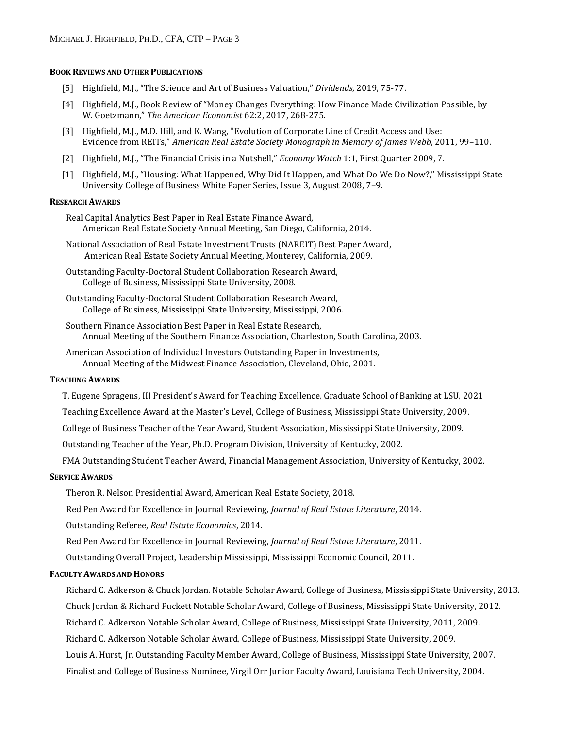#### BOOK REVIEWS AND OTHER PUBLICATIONS

[5] Highfield, M.J., "The Science and Art of Business Valuation," *Dividends*, 2019, 75-77.

[4] Highfield, M.J., Book Review of "Money Changes Everything: How Finance Made Civilization Possible, by W. Goetzmann," *The American Economist* 62:2, 2017, 268-275.

[3] Highfield, M.J., M.D. Hill, and K. Wang, "Evolution of Corporate Line of Credit Access and Use: Evidence from REITs," *American Real Estate Society Monograph in Memory of James Webb*, 2011, 99–110.

[2] Highfield, M.J., "The Financial Crisis in a Nutshell," *Economy Watch* 1:1, First Quarter 2009, 7.

[1] Highfield, M.J., "Housing: What Happened, Why Did It Happen, and What Do We Do Now?," Mississippi State University College of Business White Paper Series, Issue 3, August 2008, 7–9.

#### RESEARCH AWARDS

Real Capital Analytics Best Paper in Real Estate Finance Award,
American Real Estate Society Annual Meeting, San Diego, California, 2014.

National Association of Real Estate Investment Trusts (NAREIT) Best Paper Award,
American Real Estate Society Annual Meeting, Monterey, California, 2009.

Outstanding Faculty-Doctoral Student Collaboration Research Award,
College of Business, Mississippi State University, 2008.

Outstanding Faculty-Doctoral Student Collaboration Research Award,
College of Business, Mississippi State University, Mississippi, 2006.

Southern Finance Association Best Paper in Real Estate Research,
Annual Meeting of the Southern Finance Association, Charleston, South Carolina, 2003.

American Association of Individual Investors Outstanding Paper in Investments,
Annual Meeting of the Midwest Finance Association, Cleveland, Ohio, 2001.

#### TEACHING AWARDS

T. Eugene Spragens, III President's Award for Teaching Excellence, Graduate School of Banking at LSU, 2021

Teaching Excellence Award at the Master's Level, College of Business, Mississippi State University, 2009.

College of Business Teacher of the Year Award, Student Association, Mississippi State University, 2009.

Outstanding Teacher of the Year, Ph.D. Program Division, University of Kentucky, 2002.

FMA Outstanding Student Teacher Award, Financial Management Association, University of Kentucky, 2002.

#### SERVICE AWARDS

Theron R. Nelson Presidential Award, American Real Estate Society, 2018.

Red Pen Award for Excellence in Journal Reviewing, *Journal of Real Estate Literature*, 2014.

Outstanding Referee, *Real Estate Economics*, 2014.

Red Pen Award for Excellence in Journal Reviewing, *Journal of Real Estate Literature*, 2011.

Outstanding Overall Project, Leadership Mississippi, Mississippi Economic Council, 2011.

#### FACULTY AWARDS AND HONORS

Richard C. Adkerson & Chuck Jordan. Notable Scholar Award, College of Business, Mississippi State University, 2013.

Chuck Jordan & Richard Puckett Notable Scholar Award, College of Business, Mississippi State University, 2012.

Richard C. Adkerson Notable Scholar Award, College of Business, Mississippi State University, 2011, 2009.

Richard C. Adkerson Notable Scholar Award, College of Business, Mississippi State University, 2009.

Louis A. Hurst, Jr. Outstanding Faculty Member Award, College of Business, Mississippi State University, 2007.

Finalist and College of Business Nominee, Virgil Orr Junior Faculty Award, Louisiana Tech University, 2004.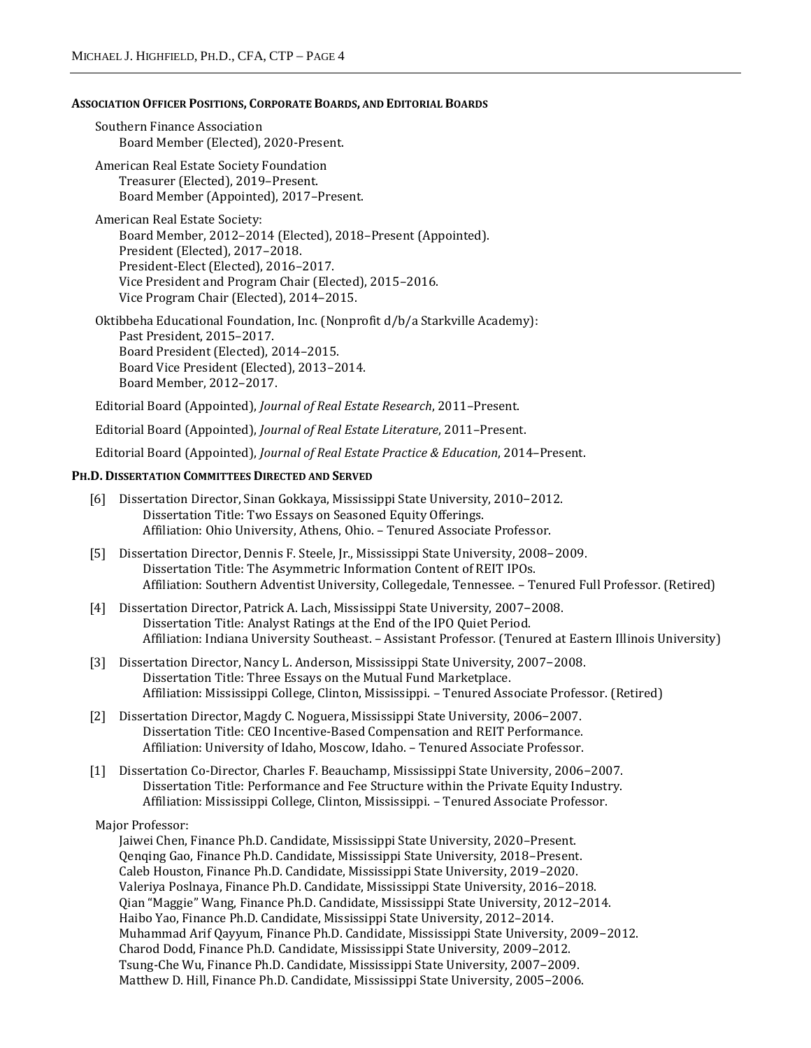## Association Officer Positions, Corporate Boards, and Editorial Boards

Southern Finance Association
Board Member (Elected), 2020-Present.

American Real Estate Society Foundation
Treasurer (Elected), 2019–Present.
Board Member (Appointed), 2017–Present.

American Real Estate Society:
Board Member, 2012–2014 (Elected), 2018–Present (Appointed).
President (Elected), 2017–2018.
President-Elect (Elected), 2016–2017.
Vice President and Program Chair (Elected), 2015–2016.
Vice Program Chair (Elected), 2014–2015.

Oktibbeha Educational Foundation, Inc. (Nonprofit d/b/a Starkville Academy):
Past President, 2015–2017.
Board President (Elected), 2014–2015.
Board Vice President (Elected), 2013–2014.
Board Member, 2012–2017.

Editorial Board (Appointed), *Journal of Real Estate Research*, 2011–Present.

Editorial Board (Appointed), *Journal of Real Estate Literature*, 2011–Present.

Editorial Board (Appointed), *Journal of Real Estate Practice & Education*, 2014–Present.

## Ph.D. Dissertation Committees Directed and Served

[6] Dissertation Director, Sinan Gokkaya, Mississippi State University, 2010–2012.
Dissertation Title: Two Essays on Seasoned Equity Offerings.
Affiliation: Ohio University, Athens, Ohio. – Tenured Associate Professor.

[5] Dissertation Director, Dennis F. Steele, Jr., Mississippi State University, 2008–2009.
Dissertation Title: The Asymmetric Information Content of REIT IPOs.
Affiliation: Southern Adventist University, Collegedale, Tennessee. – Tenured Full Professor. (Retired)

[4] Dissertation Director, Patrick A. Lach, Mississippi State University, 2007–2008.
Dissertation Title: Analyst Ratings at the End of the IPO Quiet Period.
Affiliation: Indiana University Southeast. – Assistant Professor. (Tenured at Eastern Illinois University)

[3] Dissertation Director, Nancy L. Anderson, Mississippi State University, 2007–2008.
Dissertation Title: Three Essays on the Mutual Fund Marketplace.
Affiliation: Mississippi College, Clinton, Mississippi. – Tenured Associate Professor. (Retired)

[2] Dissertation Director, Magdy C. Noguera, Mississippi State University, 2006–2007.
Dissertation Title: CEO Incentive-Based Compensation and REIT Performance.
Affiliation: University of Idaho, Moscow, Idaho. – Tenured Associate Professor.

[1] Dissertation Co-Director, Charles F. Beauchamp, Mississippi State University, 2006–2007.
Dissertation Title: Performance and Fee Structure within the Private Equity Industry.
Affiliation: Mississippi College, Clinton, Mississippi. – Tenured Associate Professor.

Major Professor:
Jaiwei Chen, Finance Ph.D. Candidate, Mississippi State University, 2020–Present.
Qenqing Gao, Finance Ph.D. Candidate, Mississippi State University, 2018–Present.
Caleb Houston, Finance Ph.D. Candidate, Mississippi State University, 2019–2020.
Valeriya Poslnaya, Finance Ph.D. Candidate, Mississippi State University, 2016–2018.
Qian "Maggie" Wang, Finance Ph.D. Candidate, Mississippi State University, 2012–2014.
Haibo Yao, Finance Ph.D. Candidate, Mississippi State University, 2012–2014.
Muhammad Arif Qayyum, Finance Ph.D. Candidate, Mississippi State University, 2009–2012.
Charod Dodd, Finance Ph.D. Candidate, Mississippi State University, 2009–2012.
Tsung-Che Wu, Finance Ph.D. Candidate, Mississippi State University, 2007–2009.
Matthew D. Hill, Finance Ph.D. Candidate, Mississippi State University, 2005–2006.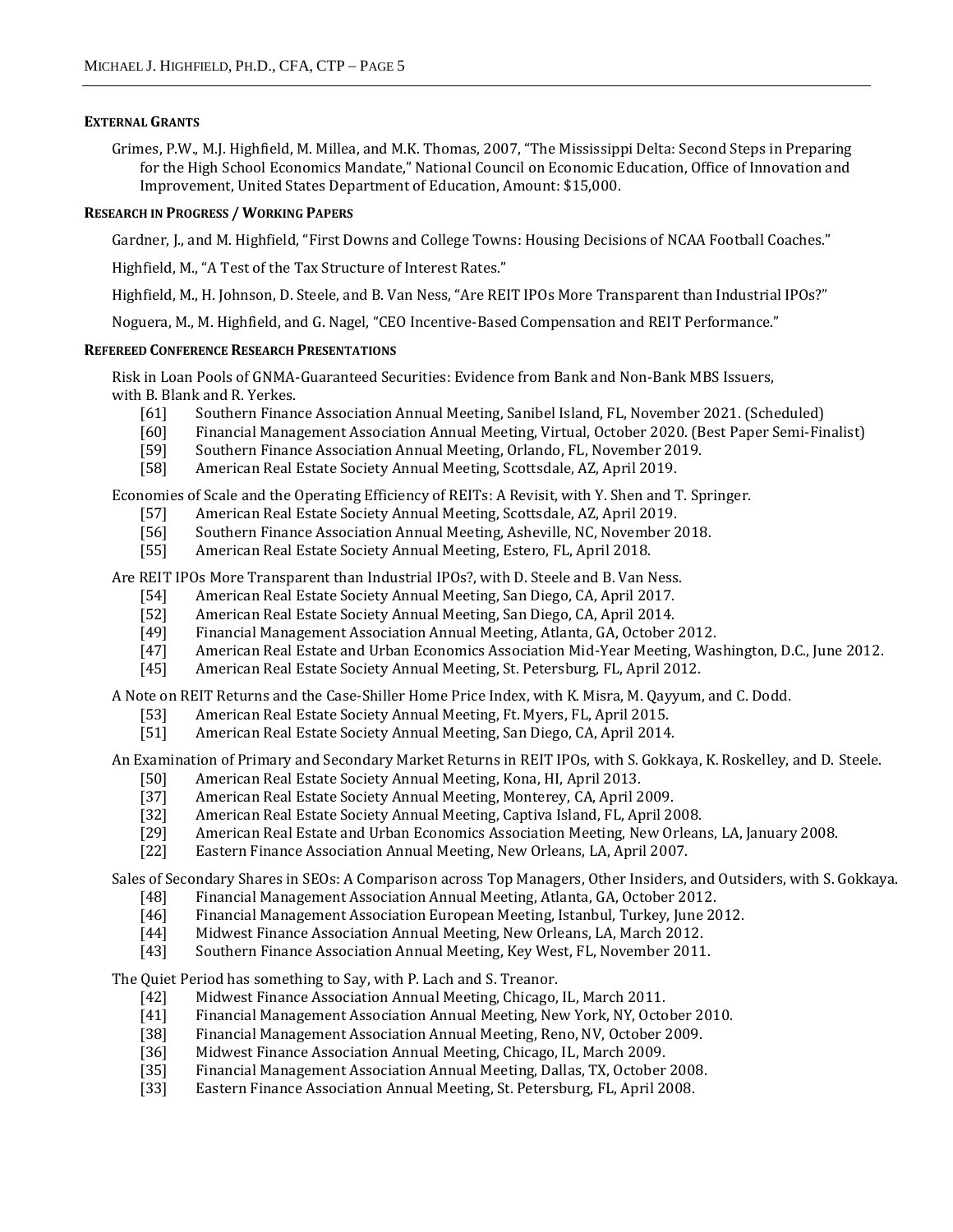## External Grants

Grimes, P.W., M.J. Highfield, M. Millea, and M.K. Thomas, 2007, "The Mississippi Delta: Second Steps in Preparing for the High School Economics Mandate," National Council on Economic Education, Office of Innovation and Improvement, United States Department of Education, Amount: $15,000.

## Research in Progress / Working Papers

Gardner, J., and M. Highfield, "First Downs and College Towns: Housing Decisions of NCAA Football Coaches."

Highfield, M., "A Test of the Tax Structure of Interest Rates."

Highfield, M., H. Johnson, D. Steele, and B. Van Ness, "Are REIT IPOs More Transparent than Industrial IPOs?"

Noguera, M., M. Highfield, and G. Nagel, "CEO Incentive-Based Compensation and REIT Performance."

## Refereed Conference Research Presentations

Risk in Loan Pools of GNMA-Guaranteed Securities: Evidence from Bank and Non-Bank MBS Issuers, with B. Blank and R. Yerkes.

- [61] Southern Finance Association Annual Meeting, Sanibel Island, FL, November 2021. (Scheduled)
- [60] Financial Management Association Annual Meeting, Virtual, October 2020. (Best Paper Semi-Finalist)
- [59] Southern Finance Association Annual Meeting, Orlando, FL, November 2019.
- [58] American Real Estate Society Annual Meeting, Scottsdale, AZ, April 2019.

Economies of Scale and the Operating Efficiency of REITs: A Revisit, with Y. Shen and T. Springer.

- [57] American Real Estate Society Annual Meeting, Scottsdale, AZ, April 2019.
- [56] Southern Finance Association Annual Meeting, Asheville, NC, November 2018.
- [55] American Real Estate Society Annual Meeting, Estero, FL, April 2018.

Are REIT IPOs More Transparent than Industrial IPOs?, with D. Steele and B. Van Ness.

- [54] American Real Estate Society Annual Meeting, San Diego, CA, April 2017.
- [52] American Real Estate Society Annual Meeting, San Diego, CA, April 2014.
- [49] Financial Management Association Annual Meeting, Atlanta, GA, October 2012.
- [47] American Real Estate and Urban Economics Association Mid-Year Meeting, Washington, D.C., June 2012.
- [45] American Real Estate Society Annual Meeting, St. Petersburg, FL, April 2012.

A Note on REIT Returns and the Case-Shiller Home Price Index, with K. Misra, M. Qayyum, and C. Dodd.

- [53] American Real Estate Society Annual Meeting, Ft. Myers, FL, April 2015.
- [51] American Real Estate Society Annual Meeting, San Diego, CA, April 2014.

An Examination of Primary and Secondary Market Returns in REIT IPOs, with S. Gokkaya, K. Roskelley, and D. Steele.

- [50] American Real Estate Society Annual Meeting, Kona, HI, April 2013.
- [37] American Real Estate Society Annual Meeting, Monterey, CA, April 2009.
- [32] American Real Estate Society Annual Meeting, Captiva Island, FL, April 2008.
- [29] American Real Estate and Urban Economics Association Meeting, New Orleans, LA, January 2008.
- [22] Eastern Finance Association Annual Meeting, New Orleans, LA, April 2007.

Sales of Secondary Shares in SEOs: A Comparison across Top Managers, Other Insiders, and Outsiders, with S. Gokkaya.

- [48] Financial Management Association Annual Meeting, Atlanta, GA, October 2012.
- [46] Financial Management Association European Meeting, Istanbul, Turkey, June 2012.
- [44] Midwest Finance Association Annual Meeting, New Orleans, LA, March 2012.
- [43] Southern Finance Association Annual Meeting, Key West, FL, November 2011.

The Quiet Period has something to Say, with P. Lach and S. Treanor.

- [42] Midwest Finance Association Annual Meeting, Chicago, IL, March 2011.
- [41] Financial Management Association Annual Meeting, New York, NY, October 2010.
- [38] Financial Management Association Annual Meeting, Reno, NV, October 2009.
- [36] Midwest Finance Association Annual Meeting, Chicago, IL, March 2009.
- [35] Financial Management Association Annual Meeting, Dallas, TX, October 2008.
- [33] Eastern Finance Association Annual Meeting, St. Petersburg, FL, April 2008.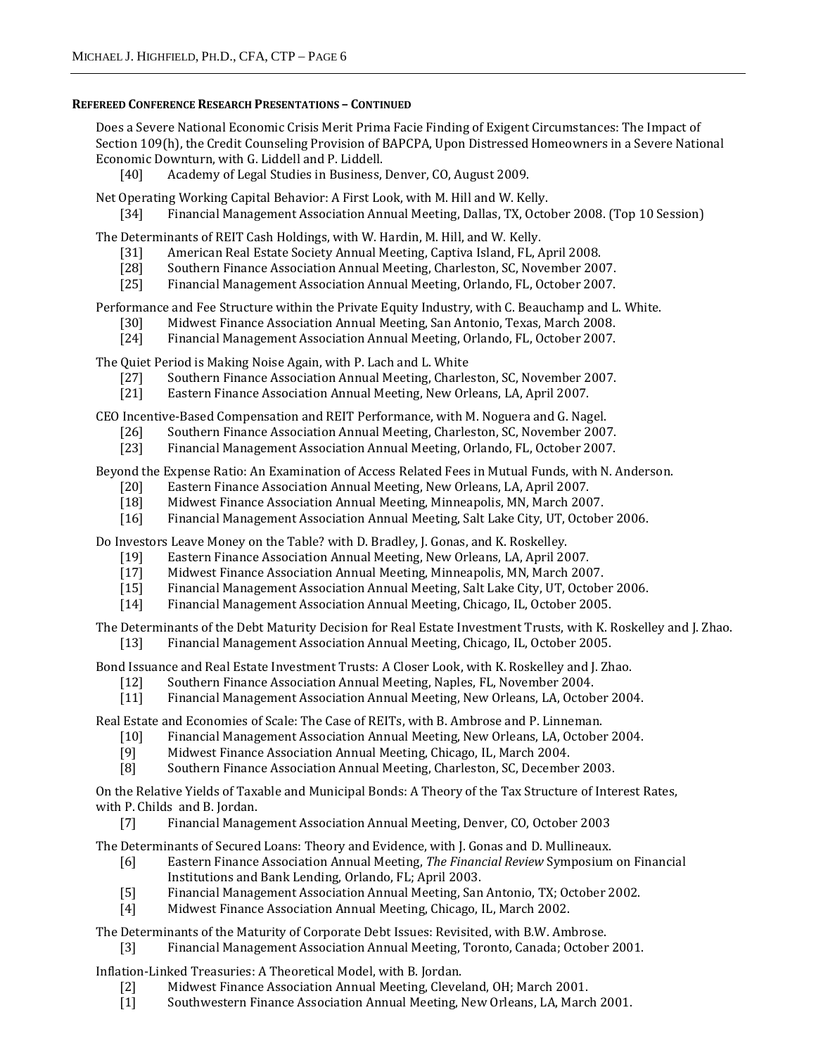**Refereed Conference Research Presentations – Continued**

Does a Severe National Economic Crisis Merit Prima Facie Finding of Exigent Circumstances: The Impact of Section 109(h), the Credit Counseling Provision of BAPCPA, Upon Distressed Homeowners in a Severe National Economic Downturn, with G. Liddell and P. Liddell.

- [40] Academy of Legal Studies in Business, Denver, CO, August 2009.

Net Operating Working Capital Behavior: A First Look, with M. Hill and W. Kelly.

- [34] Financial Management Association Annual Meeting, Dallas, TX, October 2008. (Top 10 Session)

The Determinants of REIT Cash Holdings, with W. Hardin, M. Hill, and W. Kelly.

- [31] American Real Estate Society Annual Meeting, Captiva Island, FL, April 2008.
- [28] Southern Finance Association Annual Meeting, Charleston, SC, November 2007.
- [25] Financial Management Association Annual Meeting, Orlando, FL, October 2007.

Performance and Fee Structure within the Private Equity Industry, with C. Beauchamp and L. White.

- [30] Midwest Finance Association Annual Meeting, San Antonio, Texas, March 2008.
- [24] Financial Management Association Annual Meeting, Orlando, FL, October 2007.

The Quiet Period is Making Noise Again, with P. Lach and L. White

- [27] Southern Finance Association Annual Meeting, Charleston, SC, November 2007.
- [21] Eastern Finance Association Annual Meeting, New Orleans, LA, April 2007.

CEO Incentive-Based Compensation and REIT Performance, with M. Noguera and G. Nagel.

- [26] Southern Finance Association Annual Meeting, Charleston, SC, November 2007.
- [23] Financial Management Association Annual Meeting, Orlando, FL, October 2007.

Beyond the Expense Ratio: An Examination of Access Related Fees in Mutual Funds, with N. Anderson.

- [20] Eastern Finance Association Annual Meeting, New Orleans, LA, April 2007.
- [18] Midwest Finance Association Annual Meeting, Minneapolis, MN, March 2007.
- [16] Financial Management Association Annual Meeting, Salt Lake City, UT, October 2006.

Do Investors Leave Money on the Table? with D. Bradley, J. Gonas, and K. Roskelley.

- [19] Eastern Finance Association Annual Meeting, New Orleans, LA, April 2007.
- [17] Midwest Finance Association Annual Meeting, Minneapolis, MN, March 2007.
- [15] Financial Management Association Annual Meeting, Salt Lake City, UT, October 2006.
- [14] Financial Management Association Annual Meeting, Chicago, IL, October 2005.

The Determinants of the Debt Maturity Decision for Real Estate Investment Trusts, with K. Roskelley and J. Zhao.

- [13] Financial Management Association Annual Meeting, Chicago, IL, October 2005.

Bond Issuance and Real Estate Investment Trusts: A Closer Look, with K. Roskelley and J. Zhao.

- [12] Southern Finance Association Annual Meeting, Naples, FL, November 2004.
- [11] Financial Management Association Annual Meeting, New Orleans, LA, October 2004.

Real Estate and Economies of Scale: The Case of REITs, with B. Ambrose and P. Linneman.

- [10] Financial Management Association Annual Meeting, New Orleans, LA, October 2004.
- [9] Midwest Finance Association Annual Meeting, Chicago, IL, March 2004.
- [8] Southern Finance Association Annual Meeting, Charleston, SC, December 2003.

On the Relative Yields of Taxable and Municipal Bonds: A Theory of the Tax Structure of Interest Rates, with P. Childs and B. Jordan.

- [7] Financial Management Association Annual Meeting, Denver, CO, October 2003

The Determinants of Secured Loans: Theory and Evidence, with J. Gonas and D. Mullineaux.

- [6] Eastern Finance Association Annual Meeting, *The Financial Review* Symposium on Financial Institutions and Bank Lending, Orlando, FL; April 2003.
- [5] Financial Management Association Annual Meeting, San Antonio, TX; October 2002.
- [4] Midwest Finance Association Annual Meeting, Chicago, IL, March 2002.

The Determinants of the Maturity of Corporate Debt Issues: Revisited, with B.W. Ambrose.

- [3] Financial Management Association Annual Meeting, Toronto, Canada; October 2001.

Inflation-Linked Treasuries: A Theoretical Model, with B. Jordan.

- [2] Midwest Finance Association Annual Meeting, Cleveland, OH; March 2001.
- [1] Southwestern Finance Association Annual Meeting, New Orleans, LA, March 2001.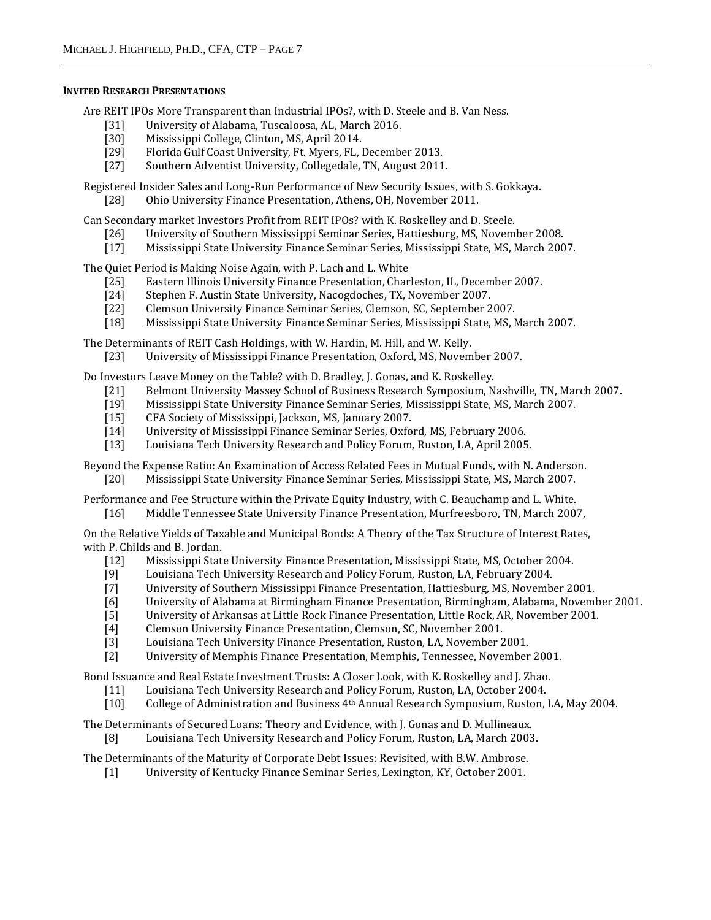#### INVITED RESEARCH PRESENTATIONS

Are REIT IPOs More Transparent than Industrial IPOs?, with D. Steele and B. Van Ness.

- [31] University of Alabama, Tuscaloosa, AL, March 2016.
- [30] Mississippi College, Clinton, MS, April 2014.
- [29] Florida Gulf Coast University, Ft. Myers, FL, December 2013.
- [27] Southern Adventist University, Collegedale, TN, August 2011.

Registered Insider Sales and Long-Run Performance of New Security Issues, with S. Gokkaya.

- [28] Ohio University Finance Presentation, Athens, OH, November 2011.

Can Secondary market Investors Profit from REIT IPOs? with K. Roskelley and D. Steele.

- [26] University of Southern Mississippi Seminar Series, Hattiesburg, MS, November 2008.
- [17] Mississippi State University Finance Seminar Series, Mississippi State, MS, March 2007.

The Quiet Period is Making Noise Again, with P. Lach and L. White

- [25] Eastern Illinois University Finance Presentation, Charleston, IL, December 2007.
- [24] Stephen F. Austin State University, Nacogdoches, TX, November 2007.
- [22] Clemson University Finance Seminar Series, Clemson, SC, September 2007.
- [18] Mississippi State University Finance Seminar Series, Mississippi State, MS, March 2007.

The Determinants of REIT Cash Holdings, with W. Hardin, M. Hill, and W. Kelly.

- [23] University of Mississippi Finance Presentation, Oxford, MS, November 2007.

Do Investors Leave Money on the Table? with D. Bradley, J. Gonas, and K. Roskelley.

- [21] Belmont University Massey School of Business Research Symposium, Nashville, TN, March 2007.
- [19] Mississippi State University Finance Seminar Series, Mississippi State, MS, March 2007.
- [15] CFA Society of Mississippi, Jackson, MS, January 2007.
- [14] University of Mississippi Finance Seminar Series, Oxford, MS, February 2006.
- [13] Louisiana Tech University Research and Policy Forum, Ruston, LA, April 2005.

Beyond the Expense Ratio: An Examination of Access Related Fees in Mutual Funds, with N. Anderson.

- [20] Mississippi State University Finance Seminar Series, Mississippi State, MS, March 2007.

Performance and Fee Structure within the Private Equity Industry, with C. Beauchamp and L. White.

- [16] Middle Tennessee State University Finance Presentation, Murfreesboro, TN, March 2007,

On the Relative Yields of Taxable and Municipal Bonds: A Theory of the Tax Structure of Interest Rates, with P. Childs and B. Jordan.

- [12] Mississippi State University Finance Presentation, Mississippi State, MS, October 2004.
- [9] Louisiana Tech University Research and Policy Forum, Ruston, LA, February 2004.
- [7] University of Southern Mississippi Finance Presentation, Hattiesburg, MS, November 2001.
- [6] University of Alabama at Birmingham Finance Presentation, Birmingham, Alabama, November 2001.
- [5] University of Arkansas at Little Rock Finance Presentation, Little Rock, AR, November 2001.
- [4] Clemson University Finance Presentation, Clemson, SC, November 2001.
- [3] Louisiana Tech University Finance Presentation, Ruston, LA, November 2001.
- [2] University of Memphis Finance Presentation, Memphis, Tennessee, November 2001.

Bond Issuance and Real Estate Investment Trusts: A Closer Look, with K. Roskelley and J. Zhao.

- [11] Louisiana Tech University Research and Policy Forum, Ruston, LA, October 2004.
- [10] College of Administration and Business 4th Annual Research Symposium, Ruston, LA, May 2004.

The Determinants of Secured Loans: Theory and Evidence, with J. Gonas and D. Mullineaux.

- [8] Louisiana Tech University Research and Policy Forum, Ruston, LA, March 2003.

The Determinants of the Maturity of Corporate Debt Issues: Revisited, with B.W. Ambrose.

- [1] University of Kentucky Finance Seminar Series, Lexington, KY, October 2001.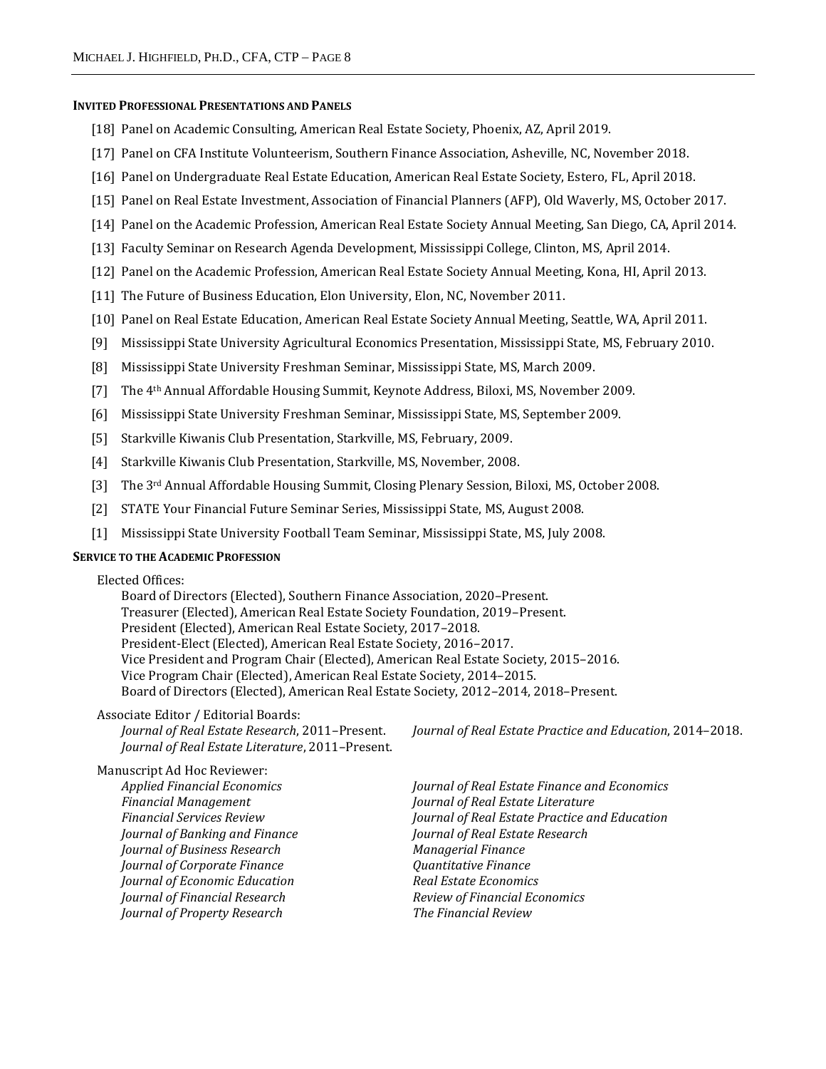#### INVITED PROFESSIONAL PRESENTATIONS AND PANELS

[18] Panel on Academic Consulting, American Real Estate Society, Phoenix, AZ, April 2019.

[17] Panel on CFA Institute Volunteerism, Southern Finance Association, Asheville, NC, November 2018.

[16] Panel on Undergraduate Real Estate Education, American Real Estate Society, Estero, FL, April 2018.

[15] Panel on Real Estate Investment, Association of Financial Planners (AFP), Old Waverly, MS, October 2017.

[14] Panel on the Academic Profession, American Real Estate Society Annual Meeting, San Diego, CA, April 2014.

[13] Faculty Seminar on Research Agenda Development, Mississippi College, Clinton, MS, April 2014.

[12] Panel on the Academic Profession, American Real Estate Society Annual Meeting, Kona, HI, April 2013.

[11] The Future of Business Education, Elon University, Elon, NC, November 2011.

[10] Panel on Real Estate Education, American Real Estate Society Annual Meeting, Seattle, WA, April 2011.

[9] Mississippi State University Agricultural Economics Presentation, Mississippi State, MS, February 2010.

[8] Mississippi State University Freshman Seminar, Mississippi State, MS, March 2009.

[7] The 4th Annual Affordable Housing Summit, Keynote Address, Biloxi, MS, November 2009.

[6] Mississippi State University Freshman Seminar, Mississippi State, MS, September 2009.

[5] Starkville Kiwanis Club Presentation, Starkville, MS, February, 2009.

[4] Starkville Kiwanis Club Presentation, Starkville, MS, November, 2008.

[3] The 3rd Annual Affordable Housing Summit, Closing Plenary Session, Biloxi, MS, October 2008.

[2] STATE Your Financial Future Seminar Series, Mississippi State, MS, August 2008.

[1] Mississippi State University Football Team Seminar, Mississippi State, MS, July 2008.

#### SERVICE TO THE ACADEMIC PROFESSION

Elected Offices:

Board of Directors (Elected), Southern Finance Association, 2020–Present.
Treasurer (Elected), American Real Estate Society Foundation, 2019–Present.
President (Elected), American Real Estate Society, 2017–2018.
President-Elect (Elected), American Real Estate Society, 2016–2017.
Vice President and Program Chair (Elected), American Real Estate Society, 2015–2016.
Vice Program Chair (Elected), American Real Estate Society, 2014–2015.
Board of Directors (Elected), American Real Estate Society, 2012–2014, 2018–Present.

Associate Editor / Editorial Boards:

*Journal of Real Estate Research*, 2011–Present.
*Journal of Real Estate Literature*, 2011–Present.
*Journal of Real Estate Practice and Education*, 2014–2018.

Manuscript Ad Hoc Reviewer:

*Applied Financial Economics*
*Financial Management*
*Financial Services Review*
*Journal of Banking and Finance*
*Journal of Business Research*
*Journal of Corporate Finance*
*Journal of Economic Education*
*Journal of Financial Research*
*Journal of Property Research*
*Journal of Real Estate Finance and Economics*
*Journal of Real Estate Literature*
*Journal of Real Estate Practice and Education*
*Journal of Real Estate Research*
*Managerial Finance*
*Quantitative Finance*
*Real Estate Economics*
*Review of Financial Economics*
*The Financial Review*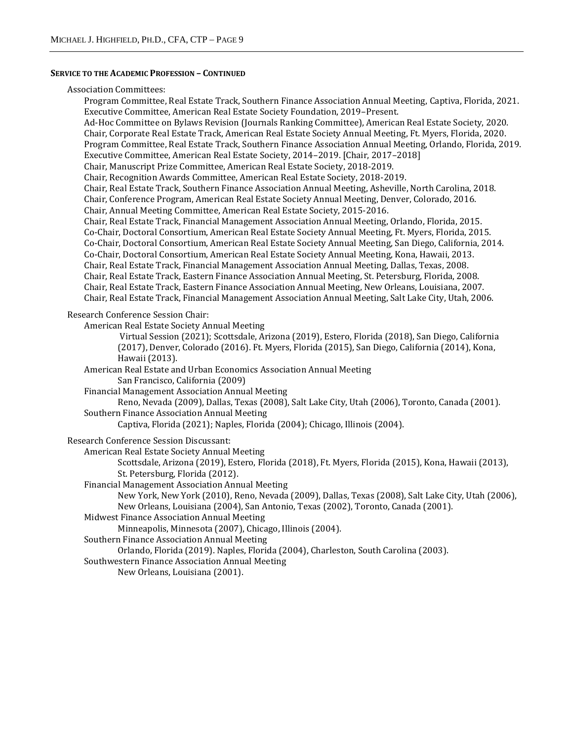## Service to the Academic Profession – Continued

Association Committees:

- Program Committee, Real Estate Track, Southern Finance Association Annual Meeting, Captiva, Florida, 2021.
- Executive Committee, American Real Estate Society Foundation, 2019–Present.
- Ad-Hoc Committee on Bylaws Revision (Journals Ranking Committee), American Real Estate Society, 2020.
- Chair, Corporate Real Estate Track, American Real Estate Society Annual Meeting, Ft. Myers, Florida, 2020.
- Program Committee, Real Estate Track, Southern Finance Association Annual Meeting, Orlando, Florida, 2019.
- Executive Committee, American Real Estate Society, 2014–2019. [Chair, 2017–2018]
- Chair, Manuscript Prize Committee, American Real Estate Society, 2018-2019.
- Chair, Recognition Awards Committee, American Real Estate Society, 2018-2019.
- Chair, Real Estate Track, Southern Finance Association Annual Meeting, Asheville, North Carolina, 2018.
- Chair, Conference Program, American Real Estate Society Annual Meeting, Denver, Colorado, 2016.
- Chair, Annual Meeting Committee, American Real Estate Society, 2015-2016.
- Chair, Real Estate Track, Financial Management Association Annual Meeting, Orlando, Florida, 2015.
- Co-Chair, Doctoral Consortium, American Real Estate Society Annual Meeting, Ft. Myers, Florida, 2015.
- Co-Chair, Doctoral Consortium, American Real Estate Society Annual Meeting, San Diego, California, 2014.
- Co-Chair, Doctoral Consortium, American Real Estate Society Annual Meeting, Kona, Hawaii, 2013.
- Chair, Real Estate Track, Financial Management Association Annual Meeting, Dallas, Texas, 2008.
- Chair, Real Estate Track, Eastern Finance Association Annual Meeting, St. Petersburg, Florida, 2008.
- Chair, Real Estate Track, Eastern Finance Association Annual Meeting, New Orleans, Louisiana, 2007.
- Chair, Real Estate Track, Financial Management Association Annual Meeting, Salt Lake City, Utah, 2006.

Research Conference Session Chair:

- American Real Estate Society Annual Meeting
  - Virtual Session (2021); Scottsdale, Arizona (2019), Estero, Florida (2018), San Diego, California (2017), Denver, Colorado (2016). Ft. Myers, Florida (2015), San Diego, California (2014), Kona, Hawaii (2013).
- American Real Estate and Urban Economics Association Annual Meeting
  - San Francisco, California (2009)
- Financial Management Association Annual Meeting
  - Reno, Nevada (2009), Dallas, Texas (2008), Salt Lake City, Utah (2006), Toronto, Canada (2001).
- Southern Finance Association Annual Meeting
  - Captiva, Florida (2021); Naples, Florida (2004); Chicago, Illinois (2004).

Research Conference Session Discussant:

- American Real Estate Society Annual Meeting
  - Scottsdale, Arizona (2019), Estero, Florida (2018), Ft. Myers, Florida (2015), Kona, Hawaii (2013), St. Petersburg, Florida (2012).
- Financial Management Association Annual Meeting
  - New York, New York (2010), Reno, Nevada (2009), Dallas, Texas (2008), Salt Lake City, Utah (2006), New Orleans, Louisiana (2004), San Antonio, Texas (2002), Toronto, Canada (2001).
- Midwest Finance Association Annual Meeting
  - Minneapolis, Minnesota (2007), Chicago, Illinois (2004).
- Southern Finance Association Annual Meeting
  - Orlando, Florida (2019). Naples, Florida (2004), Charleston, South Carolina (2003).
- Southwestern Finance Association Annual Meeting
  - New Orleans, Louisiana (2001).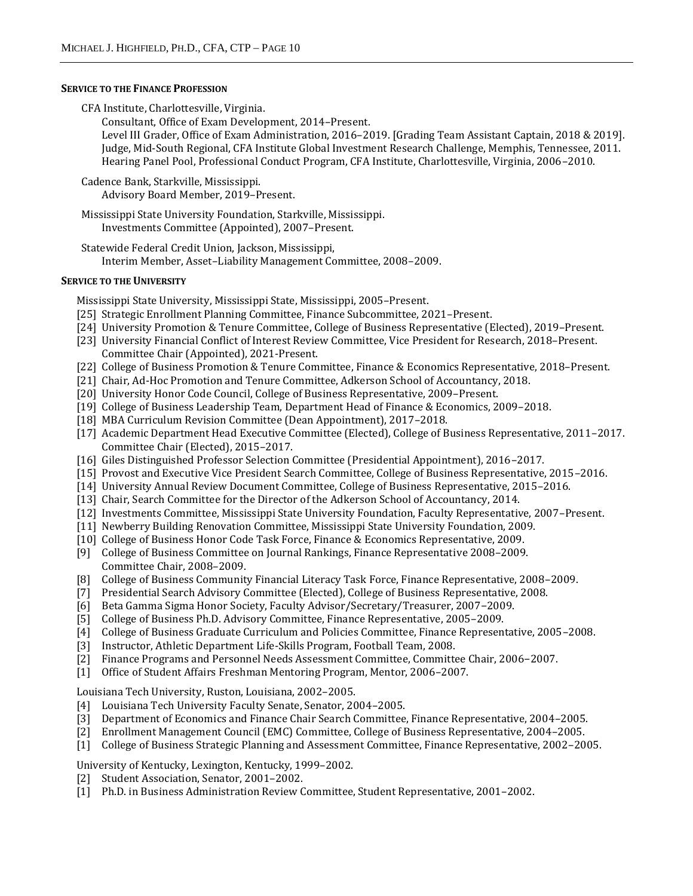## Service to the Finance Profession

CFA Institute, Charlottesville, Virginia.
Consultant, Office of Exam Development, 2014–Present.
Level III Grader, Office of Exam Administration, 2016–2019. [Grading Team Assistant Captain, 2018 & 2019].
Judge, Mid-South Regional, CFA Institute Global Investment Research Challenge, Memphis, Tennessee, 2011.
Hearing Panel Pool, Professional Conduct Program, CFA Institute, Charlottesville, Virginia, 2006–2010.

Cadence Bank, Starkville, Mississippi.
Advisory Board Member, 2019–Present.

Mississippi State University Foundation, Starkville, Mississippi.
Investments Committee (Appointed), 2007–Present.

Statewide Federal Credit Union, Jackson, Mississippi,
Interim Member, Asset–Liability Management Committee, 2008–2009.

## Service to the University

Mississippi State University, Mississippi State, Mississippi, 2005–Present.

[25] Strategic Enrollment Planning Committee, Finance Subcommittee, 2021–Present.
[24] University Promotion & Tenure Committee, College of Business Representative (Elected), 2019–Present.
[23] University Financial Conflict of Interest Review Committee, Vice President for Research, 2018–Present. Committee Chair (Appointed), 2021-Present.
[22] College of Business Promotion & Tenure Committee, Finance & Economics Representative, 2018–Present.
[21] Chair, Ad-Hoc Promotion and Tenure Committee, Adkerson School of Accountancy, 2018.
[20] University Honor Code Council, College of Business Representative, 2009–Present.
[19] College of Business Leadership Team, Department Head of Finance & Economics, 2009–2018.
[18] MBA Curriculum Revision Committee (Dean Appointment), 2017–2018.
[17] Academic Department Head Executive Committee (Elected), College of Business Representative, 2011–2017. Committee Chair (Elected), 2015–2017.
[16] Giles Distinguished Professor Selection Committee (Presidential Appointment), 2016–2017.
[15] Provost and Executive Vice President Search Committee, College of Business Representative, 2015–2016.
[14] University Annual Review Document Committee, College of Business Representative, 2015–2016.
[13] Chair, Search Committee for the Director of the Adkerson School of Accountancy, 2014.
[12] Investments Committee, Mississippi State University Foundation, Faculty Representative, 2007–Present.
[11] Newberry Building Renovation Committee, Mississippi State University Foundation, 2009.
[10] College of Business Honor Code Task Force, Finance & Economics Representative, 2009.
[9] College of Business Committee on Journal Rankings, Finance Representative 2008–2009. Committee Chair, 2008–2009.
[8] College of Business Community Financial Literacy Task Force, Finance Representative, 2008–2009.
[7] Presidential Search Advisory Committee (Elected), College of Business Representative, 2008.
[6] Beta Gamma Sigma Honor Society, Faculty Advisor/Secretary/Treasurer, 2007–2009.
[5] College of Business Ph.D. Advisory Committee, Finance Representative, 2005–2009.
[4] College of Business Graduate Curriculum and Policies Committee, Finance Representative, 2005–2008.
[3] Instructor, Athletic Department Life-Skills Program, Football Team, 2008.
[2] Finance Programs and Personnel Needs Assessment Committee, Committee Chair, 2006–2007.
[1] Office of Student Affairs Freshman Mentoring Program, Mentor, 2006–2007.

Louisiana Tech University, Ruston, Louisiana, 2002–2005.

[4] Louisiana Tech University Faculty Senate, Senator, 2004–2005.
[3] Department of Economics and Finance Chair Search Committee, Finance Representative, 2004–2005.
[2] Enrollment Management Council (EMC) Committee, College of Business Representative, 2004–2005.
[1] College of Business Strategic Planning and Assessment Committee, Finance Representative, 2002–2005.

University of Kentucky, Lexington, Kentucky, 1999–2002.

[2] Student Association, Senator, 2001–2002.
[1] Ph.D. in Business Administration Review Committee, Student Representative, 2001–2002.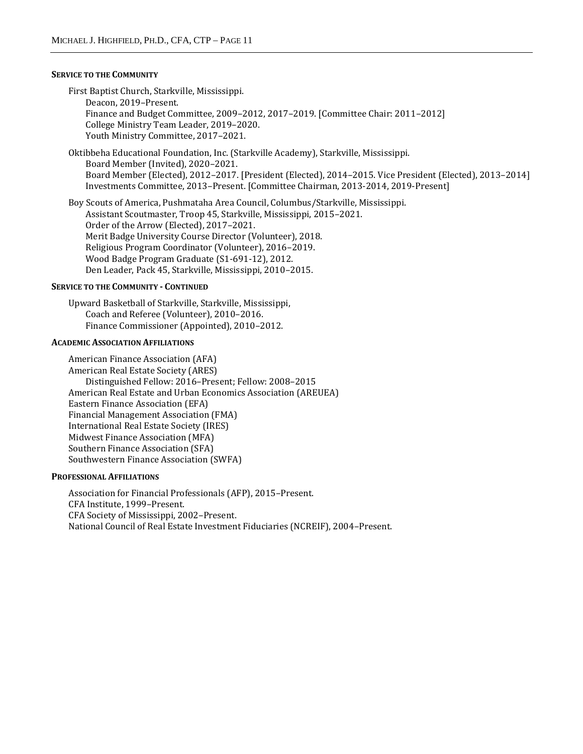### SERVICE TO THE COMMUNITY

First Baptist Church, Starkville, Mississippi.
- Deacon, 2019–Present.
- Finance and Budget Committee, 2009–2012, 2017–2019. [Committee Chair: 2011–2012]
- College Ministry Team Leader, 2019–2020.
- Youth Ministry Committee, 2017–2021.

Oktibbeha Educational Foundation, Inc. (Starkville Academy), Starkville, Mississippi.
- Board Member (Invited), 2020–2021.
- Board Member (Elected), 2012–2017. [President (Elected), 2014–2015. Vice President (Elected), 2013–2014]
- Investments Committee, 2013–Present. [Committee Chairman, 2013-2014, 2019-Present]

Boy Scouts of America, Pushmataha Area Council, Columbus/Starkville, Mississippi.
- Assistant Scoutmaster, Troop 45, Starkville, Mississippi, 2015–2021.
- Order of the Arrow (Elected), 2017–2021.
- Merit Badge University Course Director (Volunteer), 2018.
- Religious Program Coordinator (Volunteer), 2016–2019.
- Wood Badge Program Graduate (S1-691-12), 2012.
- Den Leader, Pack 45, Starkville, Mississippi, 2010–2015.

### SERVICE TO THE COMMUNITY - CONTINUED

Upward Basketball of Starkville, Starkville, Mississippi,
- Coach and Referee (Volunteer), 2010–2016.
- Finance Commissioner (Appointed), 2010–2012.

### ACADEMIC ASSOCIATION AFFILIATIONS

American Finance Association (AFA)
American Real Estate Society (ARES)
- Distinguished Fellow: 2016–Present; Fellow: 2008–2015

American Real Estate and Urban Economics Association (AREUEA)
Eastern Finance Association (EFA)
Financial Management Association (FMA)
International Real Estate Society (IRES)
Midwest Finance Association (MFA)
Southern Finance Association (SFA)
Southwestern Finance Association (SWFA)

### PROFESSIONAL AFFILIATIONS

Association for Financial Professionals (AFP), 2015–Present.
CFA Institute, 1999–Present.
CFA Society of Mississippi, 2002–Present.
National Council of Real Estate Investment Fiduciaries (NCREIF), 2004–Present.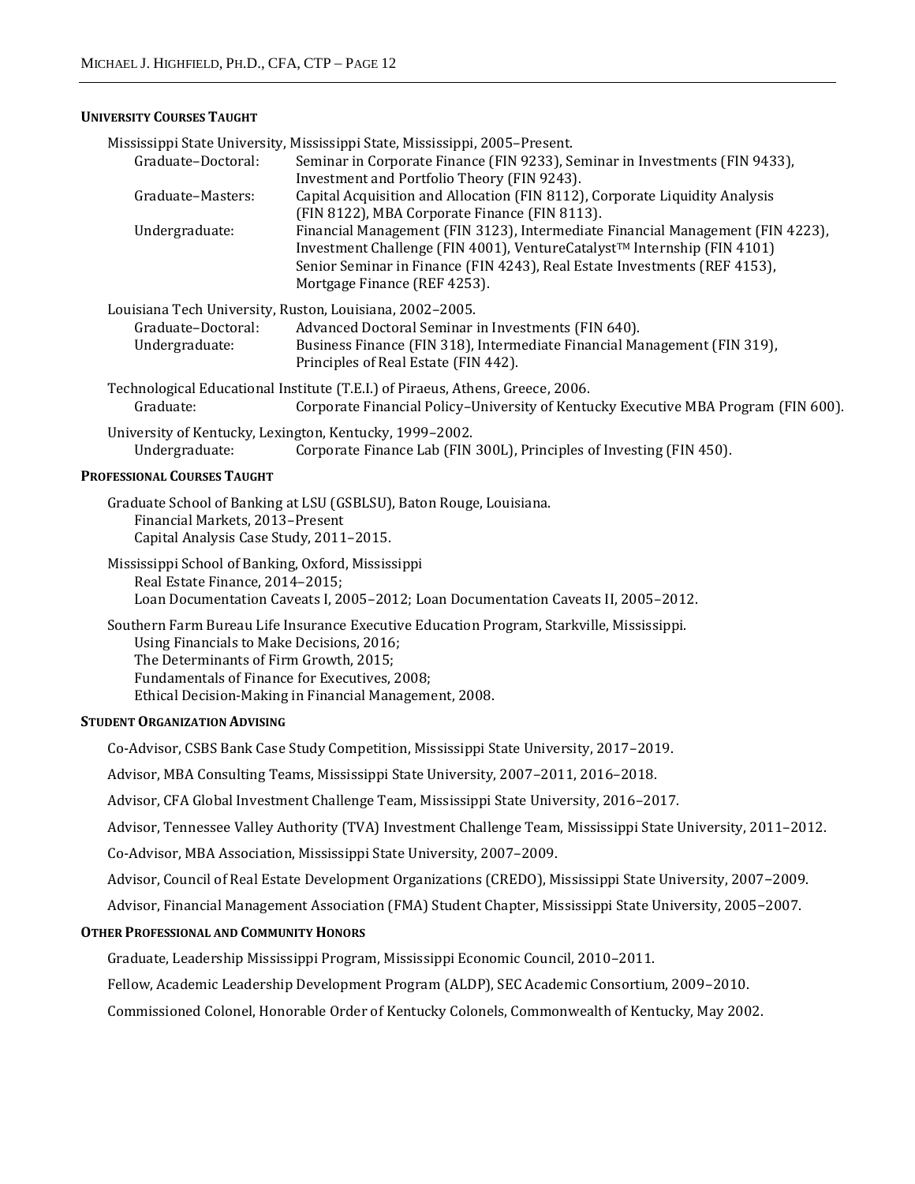## University Courses Taught

Mississippi State University, Mississippi State, Mississippi, 2005–Present.

- Graduate–Doctoral: Seminar in Corporate Finance (FIN 9233), Seminar in Investments (FIN 9433), Investment and Portfolio Theory (FIN 9243).
- Graduate–Masters: Capital Acquisition and Allocation (FIN 8112), Corporate Liquidity Analysis (FIN 8122), MBA Corporate Finance (FIN 8113).
- Undergraduate: Financial Management (FIN 3123), Intermediate Financial Management (FIN 4223), Investment Challenge (FIN 4001), VentureCatalyst™ Internship (FIN 4101) Senior Seminar in Finance (FIN 4243), Real Estate Investments (REF 4153), Mortgage Finance (REF 4253).

Louisiana Tech University, Ruston, Louisiana, 2002–2005.

- Graduate–Doctoral: Advanced Doctoral Seminar in Investments (FIN 640).
- Undergraduate: Business Finance (FIN 318), Intermediate Financial Management (FIN 319), Principles of Real Estate (FIN 442).

Technological Educational Institute (T.E.I.) of Piraeus, Athens, Greece, 2006.

- Graduate: Corporate Financial Policy–University of Kentucky Executive MBA Program (FIN 600).

University of Kentucky, Lexington, Kentucky, 1999–2002.

- Undergraduate: Corporate Finance Lab (FIN 300L), Principles of Investing (FIN 450).

## Professional Courses Taught

Graduate School of Banking at LSU (GSBLSU), Baton Rouge, Louisiana.
Financial Markets, 2013–Present
Capital Analysis Case Study, 2011–2015.

Mississippi School of Banking, Oxford, Mississippi
Real Estate Finance, 2014–2015;
Loan Documentation Caveats I, 2005–2012; Loan Documentation Caveats II, 2005–2012.

Southern Farm Bureau Life Insurance Executive Education Program, Starkville, Mississippi.
Using Financials to Make Decisions, 2016;
The Determinants of Firm Growth, 2015;
Fundamentals of Finance for Executives, 2008;
Ethical Decision-Making in Financial Management, 2008.

## Student Organization Advising

Co-Advisor, CSBS Bank Case Study Competition, Mississippi State University, 2017–2019.

Advisor, MBA Consulting Teams, Mississippi State University, 2007–2011, 2016–2018.

Advisor, CFA Global Investment Challenge Team, Mississippi State University, 2016–2017.

Advisor, Tennessee Valley Authority (TVA) Investment Challenge Team, Mississippi State University, 2011–2012.

Co-Advisor, MBA Association, Mississippi State University, 2007–2009.

Advisor, Council of Real Estate Development Organizations (CREDO), Mississippi State University, 2007–2009.

Advisor, Financial Management Association (FMA) Student Chapter, Mississippi State University, 2005–2007.

## Other Professional and Community Honors

Graduate, Leadership Mississippi Program, Mississippi Economic Council, 2010–2011.

Fellow, Academic Leadership Development Program (ALDP), SEC Academic Consortium, 2009–2010.

Commissioned Colonel, Honorable Order of Kentucky Colonels, Commonwealth of Kentucky, May 2002.